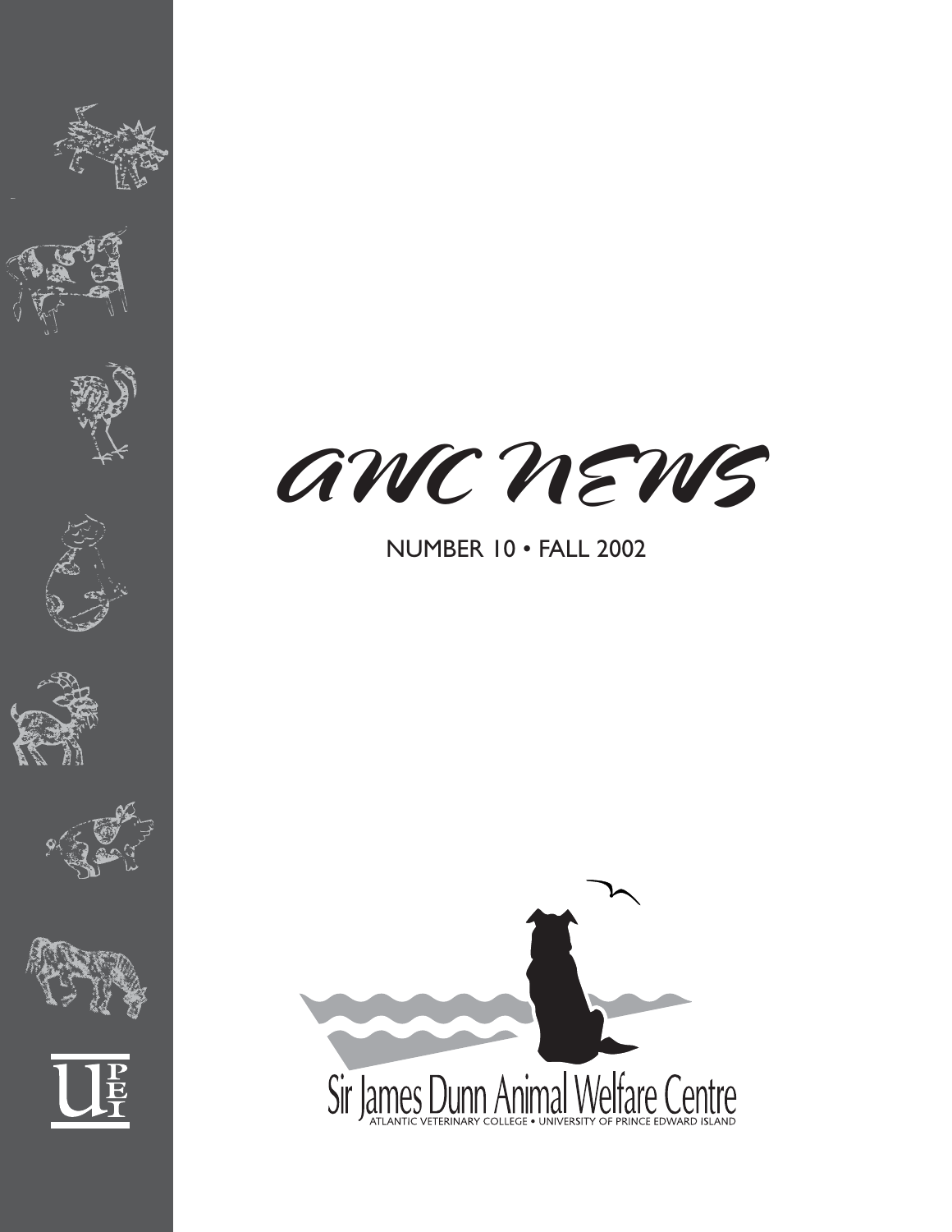# AWC NEWS

NUMBER 10 • FALL 2002

Sir James Dunn Animal Welfare Centre

ATLANTIC VETERINARY COLLEGE • UNIVERSITY OF PRINCE EDWARD ISLAND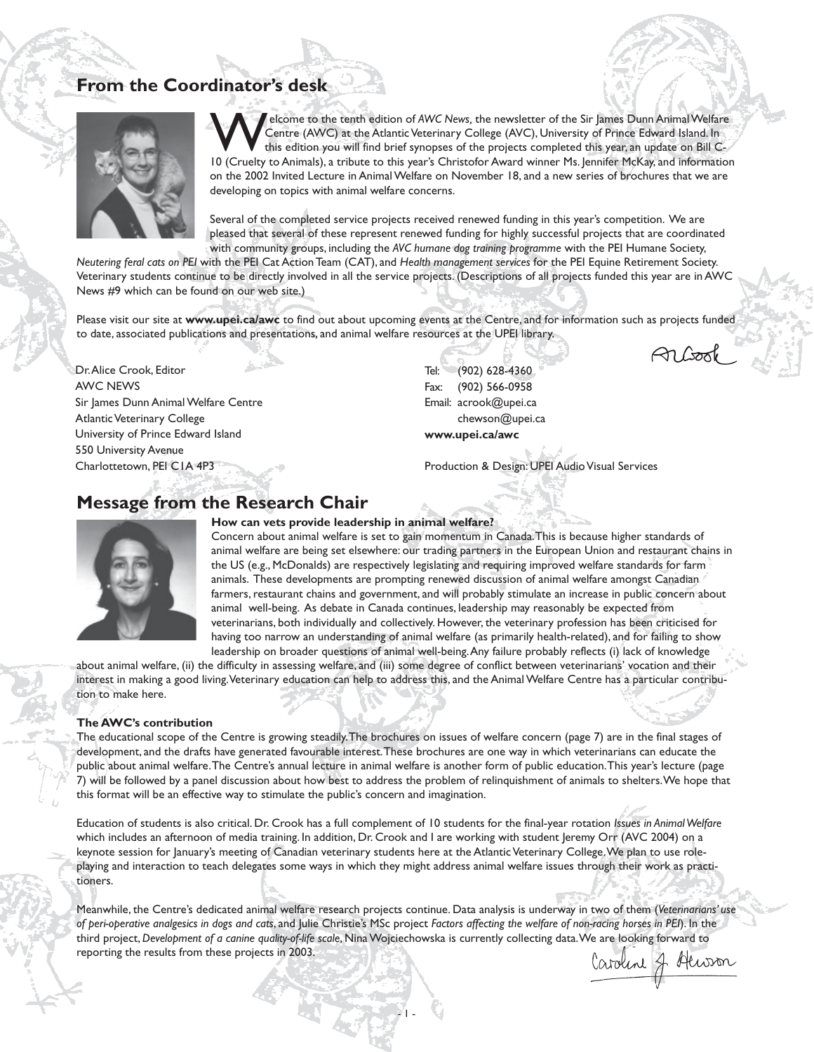## From the Coordinator's desk

Welcome to the tenth edition of *AWC News*, the newsletter of the Sir James Dunn Animal Welfare Centre (AWC) at the Atlantic Veterinary College (AVC), University of Prince Edward Island. In this edition you will find brief synopses of the projects completed this year, an update on Bill C-10 (Cruelty to Animals), a tribute to this year's Christofor Award winner Ms. Jennifer McKay, and information on the 2002 Invited Lecture in Animal Welfare on November 18, and a new series of brochures that we are developing on topics with animal welfare concerns.

Several of the completed service projects received renewed funding in this year's competition. We are pleased that several of these represent renewed funding for highly successful projects that are coordinated with community groups, including the *AVC humane dog training programme* with the PEI Humane Society, *Neutering feral cats on PEI* with the PEI Cat Action Team (CAT), and *Health management services* for the PEI Equine Retirement Society. Veterinary students continue to be directly involved in all the service projects. (Descriptions of all projects funded this year are in AWC News #9 which can be found on our web site.)

Please visit our site at **www.upei.ca/awc** to find out about upcoming events at the Centre, and for information such as projects funded to date, associated publications and presentations, and animal welfare resources at the UPEI library.

AC Crook

Dr. Alice Crook, Editor
AWC NEWS
Sir James Dunn Animal Welfare Centre
Atlantic Veterinary College
University of Prince Edward Island
550 University Avenue
Charlottetown, PEI C1A 4P3

Tel: (902) 628-4360
Fax: (902) 566-0958
Email: acrook@upei.ca
chewson@upei.ca
**www.upei.ca/awc**

Production & Design: UPEI Audio Visual Services

## Message from the Research Chair

**How can vets provide leadership in animal welfare?**

Concern about animal welfare is set to gain momentum in Canada. This is because higher standards of animal welfare are being set elsewhere: our trading partners in the European Union and restaurant chains in the US (e.g., McDonalds) are respectively legislating and requiring improved welfare standards for farm animals. These developments are prompting renewed discussion of animal welfare amongst Canadian farmers, restaurant chains and government, and will probably stimulate an increase in public concern about animal well-being. As debate in Canada continues, leadership may reasonably be expected from veterinarians, both individually and collectively. However, the veterinary profession has been criticised for having too narrow an understanding of animal welfare (as primarily health-related), and for failing to show leadership on broader questions of animal well-being. Any failure probably reflects (i) lack of knowledge about animal welfare, (ii) the difficulty in assessing welfare, and (iii) some degree of conflict between veterinarians' vocation and their interest in making a good living. Veterinary education can help to address this, and the Animal Welfare Centre has a particular contribution to make here.

**The AWC's contribution**

The educational scope of the Centre is growing steadily. The brochures on issues of welfare concern (page 7) are in the final stages of development, and the drafts have generated favourable interest. These brochures are one way in which veterinarians can educate the public about animal welfare. The Centre's annual lecture in animal welfare is another form of public education. This year's lecture (page 7) will be followed by a panel discussion about how best to address the problem of relinquishment of animals to shelters. We hope that this format will be an effective way to stimulate the public's concern and imagination.

Education of students is also critical. Dr. Crook has a full complement of 10 students for the final-year rotation *Issues in Animal Welfare* which includes an afternoon of media training. In addition, Dr. Crook and I are working with student Jeremy Orr (AVC 2004) on a keynote session for January's meeting of Canadian veterinary students here at the Atlantic Veterinary College. We plan to use role-playing and interaction to teach delegates some ways in which they might address animal welfare issues through their work as practitioners.

Meanwhile, the Centre's dedicated animal welfare research projects continue. Data analysis is underway in two of them (*Veterinarians' use of peri-operative analgesics in dogs and cats*, and Julie Christie's MSc project *Factors affecting the welfare of non-racing horses in PEI*). In the third project, *Development of a canine quality-of-life scale*, Nina Wojciechowska is currently collecting data. We are looking forward to reporting the results from these projects in 2003.

Caroline J. Hewson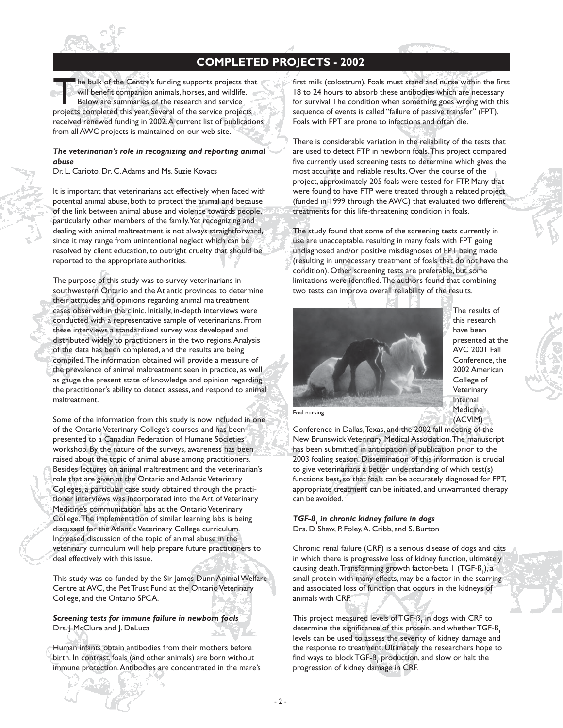## COMPLETED PROJECTS - 2002

The bulk of the Centre's funding supports projects that will benefit companion animals, horses, and wildlife. Below are summaries of the research and service projects completed this year. Several of the service projects received renewed funding in 2002. A current list of publications from all AWC projects is maintained on our web site.

***The veterinarian's role in recognizing and reporting animal abuse***

Dr. L. Carioto, Dr. C. Adams and Ms. Suzie Kovacs

It is important that veterinarians act effectively when faced with potential animal abuse, both to protect the animal and because of the link between animal abuse and violence towards people, particularly other members of the family. Yet recognizing and dealing with animal maltreatment is not always straightforward, since it may range from unintentional neglect which can be resolved by client education, to outright cruelty that should be reported to the appropriate authorities.

The purpose of this study was to survey veterinarians in southwestern Ontario and the Atlantic provinces to determine their attitudes and opinions regarding animal maltreatment cases observed in the clinic. Initially, in-depth interviews were conducted with a representative sample of veterinarians. From these interviews a standardized survey was developed and distributed widely to practitioners in the two regions. Analysis of the data has been completed, and the results are being compiled. The information obtained will provide a measure of the prevalence of animal maltreatment seen in practice, as well as gauge the present state of knowledge and opinion regarding the practitioner's ability to detect, assess, and respond to animal maltreatment.

Some of the information from this study is now included in one of the Ontario Veterinary College's courses, and has been presented to a Canadian Federation of Humane Societies workshop. By the nature of the surveys, awareness has been raised about the topic of animal abuse among practitioners. Besides lectures on animal maltreatment and the veterinarian's role that are given at the Ontario and Atlantic Veterinary Colleges, a particular case study obtained through the practitioner interviews was incorporated into the Art of Veterinary Medicine's communication labs at the Ontario Veterinary College. The implementation of similar learning labs is being discussed for the Atlantic Veterinary College curriculum. Increased discussion of the topic of animal abuse in the veterinary curriculum will help prepare future practitioners to deal effectively with this issue.

This study was co-funded by the Sir James Dunn Animal Welfare Centre at AVC, the Pet Trust Fund at the Ontario Veterinary College, and the Ontario SPCA.

***Screening tests for immune failure in newborn foals***

Drs. J McClure and J. DeLuca

Human infants obtain antibodies from their mothers before birth. In contrast, foals (and other animals) are born without immune protection. Antibodies are concentrated in the mare's first milk (colostrum). Foals must stand and nurse within the first 18 to 24 hours to absorb these antibodies which are necessary for survival. The condition when something goes wrong with this sequence of events is called "failure of passive transfer" (FPT). Foals with FPT are prone to infections and often die.

There is considerable variation in the reliability of the tests that are used to detect FTP in newborn foals. This project compared five currently used screening tests to determine which gives the most accurate and reliable results. Over the course of the project, approximately 205 foals were tested for FTP. Many that were found to have FTP were treated through a related project (funded in 1999 through the AWC) that evaluated two different treatments for this life-threatening condition in foals.

The study found that some of the screening tests currently in use are unacceptable, resulting in many foals with FPT going undiagnosed and/or positive misdiagnoses of FPT being made (resulting in unnecessary treatment of foals that do not have the condition). Other screening tests are preferable, but some limitations were identified. The authors found that combining two tests can improve overall reliability of the results.

Foal nursing

The results of this research have been presented at the AVC 2001 Fall Conference, the 2002 American College of Veterinary Internal Medicine (ACVIM) Conference in Dallas, Texas, and the 2002 fall meeting of the New Brunswick Veterinary Medical Association. The manuscript has been submitted in anticipation of publication prior to the 2003 foaling season. Dissemination of this information is crucial to give veterinarians a better understanding of which test(s) functions best, so that foals can be accurately diagnosed for FPT, appropriate treatment can be initiated, and unwarranted therapy can be avoided.

***TGF-$\beta_1$ in chronic kidney failure in dogs***

Drs. D. Shaw, P. Foley, A. Cribb, and S. Burton

Chronic renal failure (CRF) is a serious disease of dogs and cats in which there is progressive loss of kidney function, ultimately causing death. Transforming growth factor-beta 1 (TGF-$\beta_1$), a small protein with many effects, may be a factor in the scarring and associated loss of function that occurs in the kidneys of animals with CRF.

This project measured levels of TGF-$\beta_1$ in dogs with CRF to determine the significance of this protein, and whether TGF-$\beta_1$ levels can be used to assess the severity of kidney damage and the response to treatment. Ultimately the researchers hope to find ways to block TGF-$\beta_1$ production, and slow or halt the progression of kidney damage in CRF.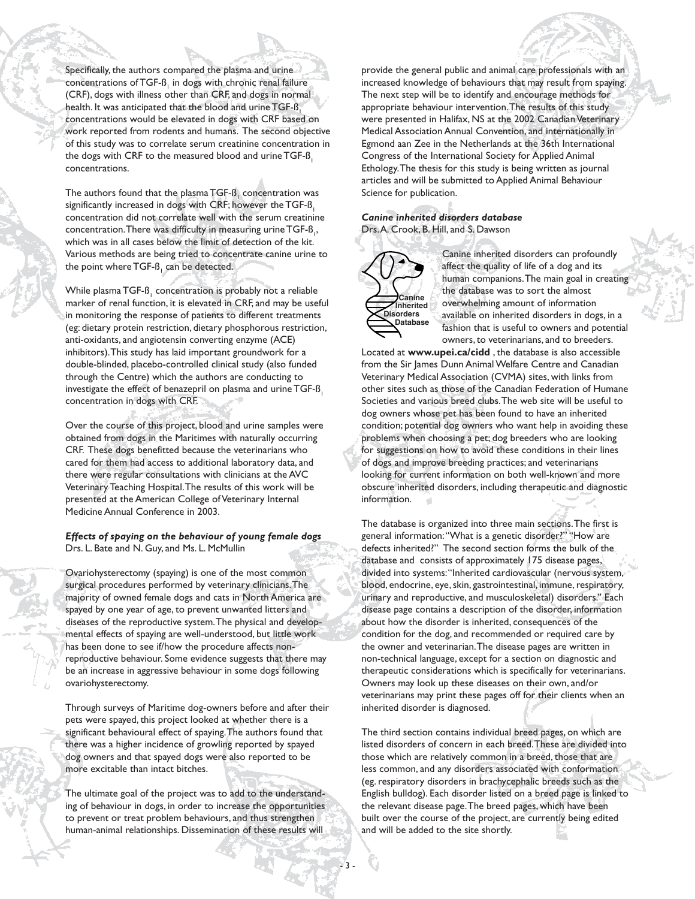Specifically, the authors compared the plasma and urine concentrations of $TGF-\beta_1$ in dogs with chronic renal failure (CRF), dogs with illness other than CRF, and dogs in normal health. It was anticipated that the blood and urine $TGF-\beta_1$ concentrations would be elevated in dogs with CRF based on work reported from rodents and humans. The second objective of this study was to correlate serum creatinine concentration in the dogs with CRF to the measured blood and urine $TGF-\beta_1$ concentrations.

The authors found that the plasma $TGF-\beta_1$ concentration was significantly increased in dogs with CRF; however the $TGF-\beta_1$ concentration did not correlate well with the serum creatinine concentration. There was difficulty in measuring urine $TGF-\beta_1$, which was in all cases below the limit of detection of the kit. Various methods are being tried to concentrate canine urine to the point where $TGF-\beta_1$ can be detected.

While plasma $TGF-\beta_1$ concentration is probably not a reliable marker of renal function, it is elevated in CRF, and may be useful in monitoring the response of patients to different treatments (eg: dietary protein restriction, dietary phosphorous restriction, anti-oxidants, and angiotensin converting enzyme (ACE) inhibitors). This study has laid important groundwork for a double-blinded, placebo-controlled clinical study (also funded through the Centre) which the authors are conducting to investigate the effect of benazepril on plasma and urine $TGF-\beta_1$ concentration in dogs with CRF.

Over the course of this project, blood and urine samples were obtained from dogs in the Maritimes with naturally occurring CRF. These dogs benefitted because the veterinarians who cared for them had access to additional laboratory data, and there were regular consultations with clinicians at the AVC Veterinary Teaching Hospital. The results of this work will be presented at the American College of Veterinary Internal Medicine Annual Conference in 2003.

### *Effects of spaying on the behaviour of young female dogs*

Drs. L. Bate and N. Guy, and Ms. L. McMullin

Ovariohysterectomy (spaying) is one of the most common surgical procedures performed by veterinary clinicians. The majority of owned female dogs and cats in North America are spayed by one year of age, to prevent unwanted litters and diseases of the reproductive system. The physical and developmental effects of spaying are well-understood, but little work has been done to see if/how the procedure affects non-reproductive behaviour. Some evidence suggests that there may be an increase in aggressive behaviour in some dogs following ovariohysterectomy.

Through surveys of Maritime dog-owners before and after their pets were spayed, this project looked at whether there is a significant behavioural effect of spaying. The authors found that there was a higher incidence of growling reported by spayed dog owners and that spayed dogs were also reported to be more excitable than intact bitches.

The ultimate goal of the project was to add to the understanding of behaviour in dogs, in order to increase the opportunities to prevent or treat problem behaviours, and thus strengthen human-animal relationships. Dissemination of these results will provide the general public and animal care professionals with an increased knowledge of behaviours that may result from spaying. The next step will be to identify and encourage methods for appropriate behaviour intervention. The results of this study were presented in Halifax, NS at the 2002 Canadian Veterinary Medical Association Annual Convention, and internationally in Egmond aan Zee in the Netherlands at the 36th International Congress of the International Society for Applied Animal Ethology. The thesis for this study is being written as journal articles and will be submitted to Applied Animal Behaviour Science for publication.

### *Canine inherited disorders database*

Drs. A. Crook, B. Hill, and S. Dawson

Canine Inherited Disorders Database

Canine inherited disorders can profoundly affect the quality of life of a dog and its human companions. The main goal in creating the database was to sort the almost overwhelming amount of information available on inherited disorders in dogs, in a fashion that is useful to owners and potential owners, to veterinarians, and to breeders. Located at **www.upei.ca/cidd** , the database is also accessible from the Sir James Dunn Animal Welfare Centre and Canadian Veterinary Medical Association (CVMA) sites, with links from other sites such as those of the Canadian Federation of Humane Societies and various breed clubs. The web site will be useful to dog owners whose pet has been found to have an inherited condition; potential dog owners who want help in avoiding these problems when choosing a pet; dog breeders who are looking for suggestions on how to avoid these conditions in their lines of dogs and improve breeding practices; and veterinarians looking for current information on both well-known and more obscure inherited disorders, including therapeutic and diagnostic information.

The database is organized into three main sections. The first is general information: "What is a genetic disorder?" "How are defects inherited?" The second section forms the bulk of the database and consists of approximately 175 disease pages, divided into systems: "Inherited cardiovascular (nervous system, blood, endocrine, eye, skin, gastrointestinal, immune, respiratory, urinary and reproductive, and musculoskeletal) disorders." Each disease page contains a description of the disorder, information about how the disorder is inherited, consequences of the condition for the dog, and recommended or required care by the owner and veterinarian. The disease pages are written in non-technical language, except for a section on diagnostic and therapeutic considerations which is specifically for veterinarians. Owners may look up these diseases on their own, and/or veterinarians may print these pages off for their clients when an inherited disorder is diagnosed.

The third section contains individual breed pages, on which are listed disorders of concern in each breed. These are divided into those which are relatively common in a breed, those that are less common, and any disorders associated with conformation (eg. respiratory disorders in brachycephalic breeds such as the English bulldog). Each disorder listed on a breed page is linked to the relevant disease page. The breed pages, which have been built over the course of the project, are currently being edited and will be added to the site shortly.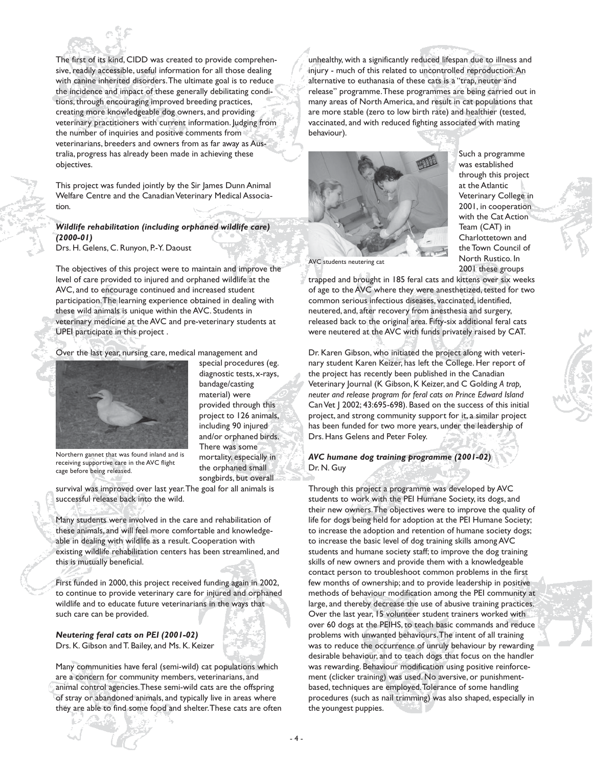The first of its kind, CIDD was created to provide comprehensive, readily accessible, useful information for all those dealing with canine inherited disorders. The ultimate goal is to reduce the incidence and impact of these generally debilitating conditions, through encouraging improved breeding practices, creating more knowledgeable dog owners, and providing veterinary practitioners with current information. Judging from the number of inquiries and positive comments from veterinarians, breeders and owners from as far away as Australia, progress has already been made in achieving these objectives.

This project was funded jointly by the Sir James Dunn Animal Welfare Centre and the Canadian Veterinary Medical Association.

### *Wildlife rehabilitation (including orphaned wildlife care) (2000-01)*

Drs. H. Gelens, C. Runyon, P.-Y. Daoust

The objectives of this project were to maintain and improve the level of care provided to injured and orphaned wildlife at the AVC, and to encourage continued and increased student participation. The learning experience obtained in dealing with these wild animals is unique within the AVC. Students in veterinary medicine at the AVC and pre-veterinary students at UPEI participate in this project .

Over the last year, nursing care, medical management and special procedures (eg. diagnostic tests, x-rays, bandage/casting material) were provided through this project to 126 animals, including 90 injured and/or orphaned birds. There was some mortality, especially in the orphaned small songbirds, but overall survival was improved over last year. The goal for all animals is successful release back into the wild.

Northern gannet that was found inland and is receiving supportive care in the AVC flight cage before being released.

Many students were involved in the care and rehabilitation of these animals, and will feel more comfortable and knowledgeable in dealing with wildlife as a result. Cooperation with existing wildlife rehabilitation centers has been streamlined, and this is mutually beneficial.

First funded in 2000, this project received funding again in 2002, to continue to provide veterinary care for injured and orphaned wildlife and to educate future veterinarians in the ways that such care can be provided.

### *Neutering feral cats on PEI (2001-02)*

Drs. K. Gibson and T. Bailey, and Ms. K. Keizer

Many communities have feral (semi-wild) cat populations which are a concern for community members, veterinarians, and animal control agencies. These semi-wild cats are the offspring of stray or abandoned animals, and typically live in areas where they are able to find some food and shelter. These cats are often unhealthy, with a significantly reduced lifespan due to illness and injury - much of this related to uncontrolled reproduction. An alternative to euthanasia of these cats is a "trap, neuter and release" programme. These programmes are being carried out in many areas of North America, and result in cat populations that are more stable (zero to low birth rate) and healthier (tested, vaccinated, and with reduced fighting associated with mating behaviour).

AVC students neutering cat

Such a programme was established through this project at the Atlantic Veterinary College in 2001, in cooperation with the Cat Action Team (CAT) in Charlottetown and the Town Council of North Rustico. In 2001 these groups trapped and brought in 185 feral cats and kittens over six weeks of age to the AVC where they were anesthetized, tested for two common serious infectious diseases, vaccinated, identified, neutered, and, after recovery from anesthesia and surgery, released back to the original area. Fifty-six additional feral cats were neutered at the AVC with funds privately raised by CAT.

Dr. Karen Gibson, who initiated the project along with veterinary student Karen Keizer, has left the College. Her report of the project has recently been published in the Canadian Veterinary Journal (K Gibson, K Keizer, and C Golding *A trap, neuter and release program for feral cats on Prince Edward Island* Can Vet J 2002; 43:695-698). Based on the success of this initial project, and strong community support for it, a similar project has been funded for two more years, under the leadership of Drs. Hans Gelens and Peter Foley.

### *AVC humane dog training programme (2001-02)*

Dr. N. Guy

Through this project a programme was developed by AVC students to work with the PEI Humane Society, its dogs, and their new owners. The objectives were to improve the quality of life for dogs being held for adoption at the PEI Humane Society; to increase the adoption and retention of humane society dogs; to increase the basic level of dog training skills among AVC students and humane society staff; to improve the dog training skills of new owners and provide them with a knowledgeable contact person to troubleshoot common problems in the first few months of ownership; and to provide leadership in positive methods of behaviour modification among the PEI community at large, and thereby decrease the use of abusive training practices. Over the last year, 15 volunteer student trainers worked with over 60 dogs at the PEIHS, to teach basic commands and reduce problems with unwanted behaviours. The intent of all training was to reduce the occurrence of unruly behaviour by rewarding desirable behaviour, and to teach dogs that focus on the handler was rewarding. Behaviour modification using positive reinforcement (clicker training) was used. No aversive, or punishment-based, techniques are employed. Tolerance of some handling procedures (such as nail trimming) was also shaped, especially in the youngest puppies.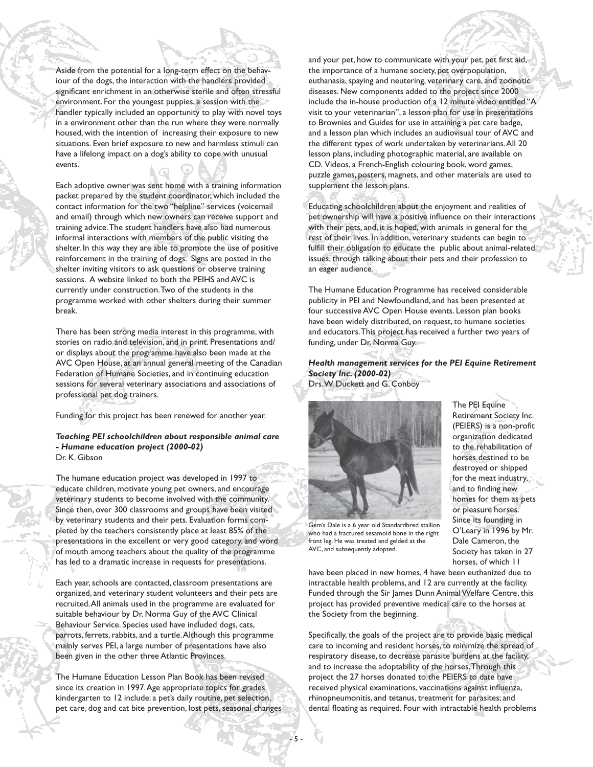Aside from the potential for a long-term effect on the behaviour of the dogs, the interaction with the handlers provided significant enrichment in an otherwise sterile and often stressful environment. For the youngest puppies, a session with the handler typically included an opportunity to play with novel toys in a environment other than the run where they were normally housed, with the intention of increasing their exposure to new situations. Even brief exposure to new and harmless stimuli can have a lifelong impact on a dog's ability to cope with unusual events.

Each adoptive owner was sent home with a training information packet prepared by the student coordinator, which included the contact information for the two "helpline" services (voicemail and email) through which new owners can receive support and training advice. The student handlers have also had numerous informal interactions with members of the public visiting the shelter. In this way they are able to promote the use of positive reinforcement in the training of dogs. Signs are posted in the shelter inviting visitors to ask questions or observe training sessions. A website linked to both the PEIHS and AVC is currently under construction. Two of the students in the programme worked with other shelters during their summer break.

There has been strong media interest in this programme, with stories on radio and television, and in print. Presentations and/ or displays about the programme have also been made at the AVC Open House, at an annual general meeting of the Canadian Federation of Humane Societies, and in continuing education sessions for several veterinary associations and associations of professional pet dog trainers.

Funding for this project has been renewed for another year.

***Teaching PEI schoolchildren about responsible animal care - Humane education project (2000-02)***
Dr. K. Gibson

The humane education project was developed in 1997 to educate children, motivate young pet owners, and encourage veterinary students to become involved with the community. Since then, over 300 classrooms and groups have been visited by veterinary students and their pets. Evaluation forms completed by the teachers consistently place at least 85% of the presentations in the excellent or very good category, and word of mouth among teachers about the quality of the programme has led to a dramatic increase in requests for presentations.

Each year, schools are contacted, classroom presentations are organized, and veterinary student volunteers and their pets are recruited. All animals used in the programme are evaluated for suitable behaviour by Dr. Norma Guy of the AVC Clinical Behaviour Service. Species used have included dogs, cats, parrots, ferrets, rabbits, and a turtle. Although this programme mainly serves PEI, a large number of presentations have also been given in the other three Atlantic Provinces.

The Humane Education Lesson Plan Book has been revised since its creation in 1997. Age appropriate topics for grades kindergarten to 12 include: a pet's daily routine, pet selection, pet care, dog and cat bite prevention, lost pets, seasonal changes and your pet, how to communicate with your pet, pet first aid, the importance of a humane society, pet overpopulation, euthanasia, spaying and neutering, veterinary care, and zoonotic diseases. New components added to the project since 2000 include the in-house production of a 12 minute video entitled "A visit to your veterinarian", a lesson plan for use in presentations to Brownies and Guides for use in attaining a pet care badge, and a lesson plan which includes an audiovisual tour of AVC and the different types of work undertaken by veterinarians. All 20 lesson plans, including photographic material, are available on CD. Videos, a French-English colouring book, word games, puzzle games, posters, magnets, and other materials are used to supplement the lesson plans.

Educating schoolchildren about the enjoyment and realities of pet ownership will have a positive influence on their interactions with their pets, and, it is hoped, with animals in general for the rest of their lives. In addition, veterinary students can begin to fulfill their obligation to educate the public about animal-related issues, through talking about their pets and their profession to an eager audience.

The Humane Education Programme has received considerable publicity in PEI and Newfoundland, and has been presented at four successive AVC Open House events. Lesson plan books have been widely distributed, on request, to humane societies and educators. This project has received a further two years of funding, under Dr. Norma Guy.

***Health management services for the PEI Equine Retirement Society Inc. (2000-02)***
Drs. W. Duckett and G. Conboy

Gem's Dale is a 6 year old Standardbred stallion who had a fractured sesamoid bone in the right front leg. He was treated and gelded at the AVC, and subsequently adopted.

The PEI Equine Retirement Society Inc. (PEIERS) is a non-profit organization dedicated to the rehabilitation of horses destined to be destroyed or shipped for the meat industry, and to finding new homes for them as pets or pleasure horses. Since its founding in O'Leary in 1996 by Mr. Dale Cameron, the Society has taken in 27 horses, of which 11 have been placed in new homes, 4 have been euthanized due to intractable health problems, and 12 are currently at the facility. Funded through the Sir James Dunn Animal Welfare Centre, this project has provided preventive medical care to the horses at the Society from the beginning.

Specifically, the goals of the project are to provide basic medical care to incoming and resident horses, to minimize the spread of respiratory disease, to decrease parasite burdens at the facility, and to increase the adoptability of the horses. Through this project the 27 horses donated to the PEIERS to date have received physical examinations, vaccinations against influenza, rhinopneumonitis, and tetanus, treatment for parasites; and dental floating as required. Four with intractable health problems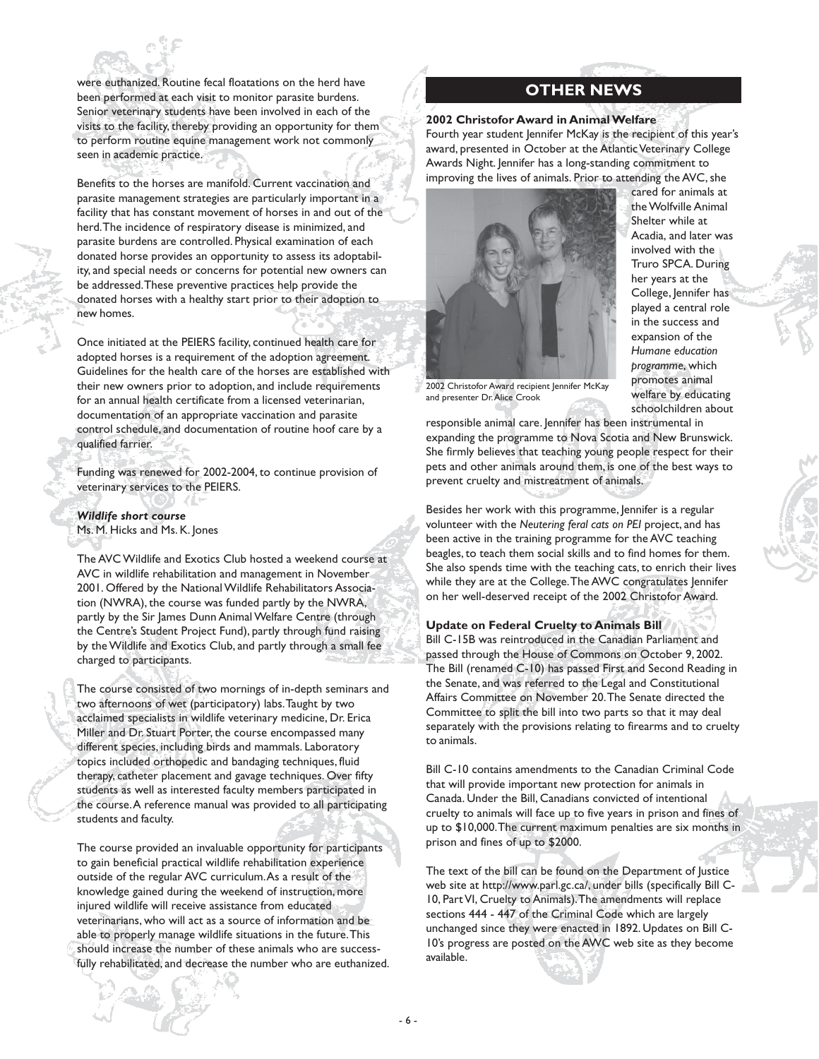were euthanized. Routine fecal floatations on the herd have been performed at each visit to monitor parasite burdens. Senior veterinary students have been involved in each of the visits to the facility, thereby providing an opportunity for them to perform routine equine management work not commonly seen in academic practice.

Benefits to the horses are manifold. Current vaccination and parasite management strategies are particularly important in a facility that has constant movement of horses in and out of the herd. The incidence of respiratory disease is minimized, and parasite burdens are controlled. Physical examination of each donated horse provides an opportunity to assess its adoptability, and special needs or concerns for potential new owners can be addressed. These preventive practices help provide the donated horses with a healthy start prior to their adoption to new homes.

Once initiated at the PEIERS facility, continued health care for adopted horses is a requirement of the adoption agreement. Guidelines for the health care of the horses are established with their new owners prior to adoption, and include requirements for an annual health certificate from a licensed veterinarian, documentation of an appropriate vaccination and parasite control schedule, and documentation of routine hoof care by a qualified farrier.

Funding was renewed for 2002-2004, to continue provision of veterinary services to the PEIERS.

***Wildlife short course***
Ms. M. Hicks and Ms. K. Jones

The AVC Wildlife and Exotics Club hosted a weekend course at AVC in wildlife rehabilitation and management in November 2001. Offered by the National Wildlife Rehabilitators Association (NWRA), the course was funded partly by the NWRA, partly by the Sir James Dunn Animal Welfare Centre (through the Centre's Student Project Fund), partly through fund raising by the Wildlife and Exotics Club, and partly through a small fee charged to participants.

The course consisted of two mornings of in-depth seminars and two afternoons of wet (participatory) labs. Taught by two acclaimed specialists in wildlife veterinary medicine, Dr. Erica Miller and Dr. Stuart Porter, the course encompassed many different species, including birds and mammals. Laboratory topics included orthopedic and bandaging techniques, fluid therapy, catheter placement and gavage techniques. Over fifty students as well as interested faculty members participated in the course. A reference manual was provided to all participating students and faculty.

The course provided an invaluable opportunity for participants to gain beneficial practical wildlife rehabilitation experience outside of the regular AVC curriculum. As a result of the knowledge gained during the weekend of instruction, more injured wildlife will receive assistance from educated veterinarians, who will act as a source of information and be able to properly manage wildlife situations in the future. This should increase the number of these animals who are successfully rehabilitated, and decrease the number who are euthanized.

## OTHER NEWS

**2002 Christofor Award in Animal Welfare**

Fourth year student Jennifer McKay is the recipient of this year's award, presented in October at the Atlantic Veterinary College Awards Night. Jennifer has a long-standing commitment to improving the lives of animals. Prior to attending the AVC, she cared for animals at the Wolfville Animal Shelter while at Acadia, and later was involved with the Truro SPCA. During her years at the College, Jennifer has played a central role in the success and expansion of the *Humane education programme*, which promotes animal welfare by educating schoolchildren about responsible animal care. Jennifer has been instrumental in expanding the programme to Nova Scotia and New Brunswick. She firmly believes that teaching young people respect for their pets and other animals around them, is one of the best ways to prevent cruelty and mistreatment of animals.

2002 Christofor Award recipient Jennifer McKay and presenter Dr. Alice Crook

Besides her work with this programme, Jennifer is a regular volunteer with the *Neutering feral cats on PEI* project, and has been active in the training programme for the AVC teaching beagles, to teach them social skills and to find homes for them. She also spends time with the teaching cats, to enrich their lives while they are at the College. The AWC congratulates Jennifer on her well-deserved receipt of the 2002 Christofor Award.

**Update on Federal Cruelty to Animals Bill**

Bill C-15B was reintroduced in the Canadian Parliament and passed through the House of Commons on October 9, 2002. The Bill (renamed C-10) has passed First and Second Reading in the Senate, and was referred to the Legal and Constitutional Affairs Committee on November 20. The Senate directed the Committee to split the bill into two parts so that it may deal separately with the provisions relating to firearms and to cruelty to animals.

Bill C-10 contains amendments to the Canadian Criminal Code that will provide important new protection for animals in Canada. Under the Bill, Canadians convicted of intentional cruelty to animals will face up to five years in prison and fines of up to $10,000. The current maximum penalties are six months in prison and fines of up to $2000.

The text of the bill can be found on the Department of Justice web site at http://www.parl.gc.ca/, under bills (specifically Bill C-10, Part VI, Cruelty to Animals). The amendments will replace sections 444 - 447 of the Criminal Code which are largely unchanged since they were enacted in 1892. Updates on Bill C-10's progress are posted on the AWC web site as they become available.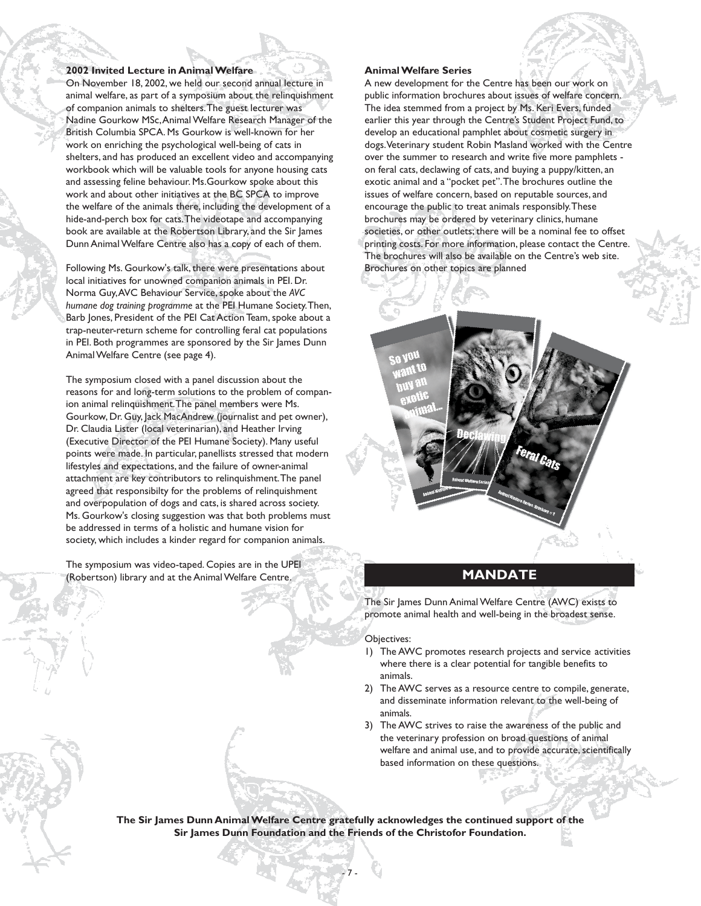**2002 Invited Lecture in Animal Welfare**

On November 18, 2002, we held our second annual lecture in animal welfare, as part of a symposium about the relinquishment of companion animals to shelters. The guest lecturer was Nadine Gourkow MSc, Animal Welfare Research Manager of the British Columbia SPCA. Ms Gourkow is well-known for her work on enriching the psychological well-being of cats in shelters, and has produced an excellent video and accompanying workbook which will be valuable tools for anyone housing cats and assessing feline behaviour. Ms. Gourkow spoke about this work and about other initiatives at the BC SPCA to improve the welfare of the animals there, including the development of a hide-and-perch box for cats. The videotape and accompanying book are available at the Robertson Library, and the Sir James Dunn Animal Welfare Centre also has a copy of each of them.

Following Ms. Gourkow's talk, there were presentations about local initiatives for unowned companion animals in PEI. Dr. Norma Guy, AVC Behaviour Service, spoke about the *AVC humane dog training programme* at the PEI Humane Society. Then, Barb Jones, President of the PEI Cat Action Team, spoke about a trap-neuter-return scheme for controlling feral cat populations in PEI. Both programmes are sponsored by the Sir James Dunn Animal Welfare Centre (see page 4).

The symposium closed with a panel discussion about the reasons for and long-term solutions to the problem of companion animal relinquishment. The panel members were Ms. Gourkow, Dr. Guy, Jack MacAndrew (journalist and pet owner), Dr. Claudia Lister (local veterinarian), and Heather Irving (Executive Director of the PEI Humane Society). Many useful points were made. In particular, panellists stressed that modern lifestyles and expectations, and the failure of owner-animal attachment are key contributors to relinquishment. The panel agreed that responsibilty for the problems of relinquishment and overpopulation of dogs and cats, is shared across society. Ms. Gourkow's closing suggestion was that both problems must be addressed in terms of a holistic and humane vision for society, which includes a kinder regard for companion animals.

The symposium was video-taped. Copies are in the UPEI (Robertson) library and at the Animal Welfare Centre.

**Animal Welfare Series**

A new development for the Centre has been our work on public information brochures about issues of welfare concern. The idea stemmed from a project by Ms. Keri Evers, funded earlier this year through the Centre's Student Project Fund, to develop an educational pamphlet about cosmetic surgery in dogs. Veterinary student Robin Masland worked with the Centre over the summer to research and write five more pamphlets - on feral cats, declawing of cats, and buying a puppy/kitten, an exotic animal and a "pocket pet". The brochures outline the issues of welfare concern, based on reputable sources, and encourage the public to treat animals responsibly. These brochures may be ordered by veterinary clinics, humane societies, or other outlets; there will be a nominal fee to offset printing costs. For more information, please contact the Centre. The brochures will also be available on the Centre's web site. Brochures on other topics are planned

## MANDATE

The Sir James Dunn Animal Welfare Centre (AWC) exists to promote animal health and well-being in the broadest sense.

Objectives:

1) The AWC promotes research projects and service activities where there is a clear potential for tangible benefits to animals.
2) The AWC serves as a resource centre to compile, generate, and disseminate information relevant to the well-being of animals.
3) The AWC strives to raise the awareness of the public and the veterinary profession on broad questions of animal welfare and animal use, and to provide accurate, scientifically based information on these questions.

**The Sir James Dunn Animal Welfare Centre gratefully acknowledges the continued support of the Sir James Dunn Foundation and the Friends of the Christofor Foundation.**